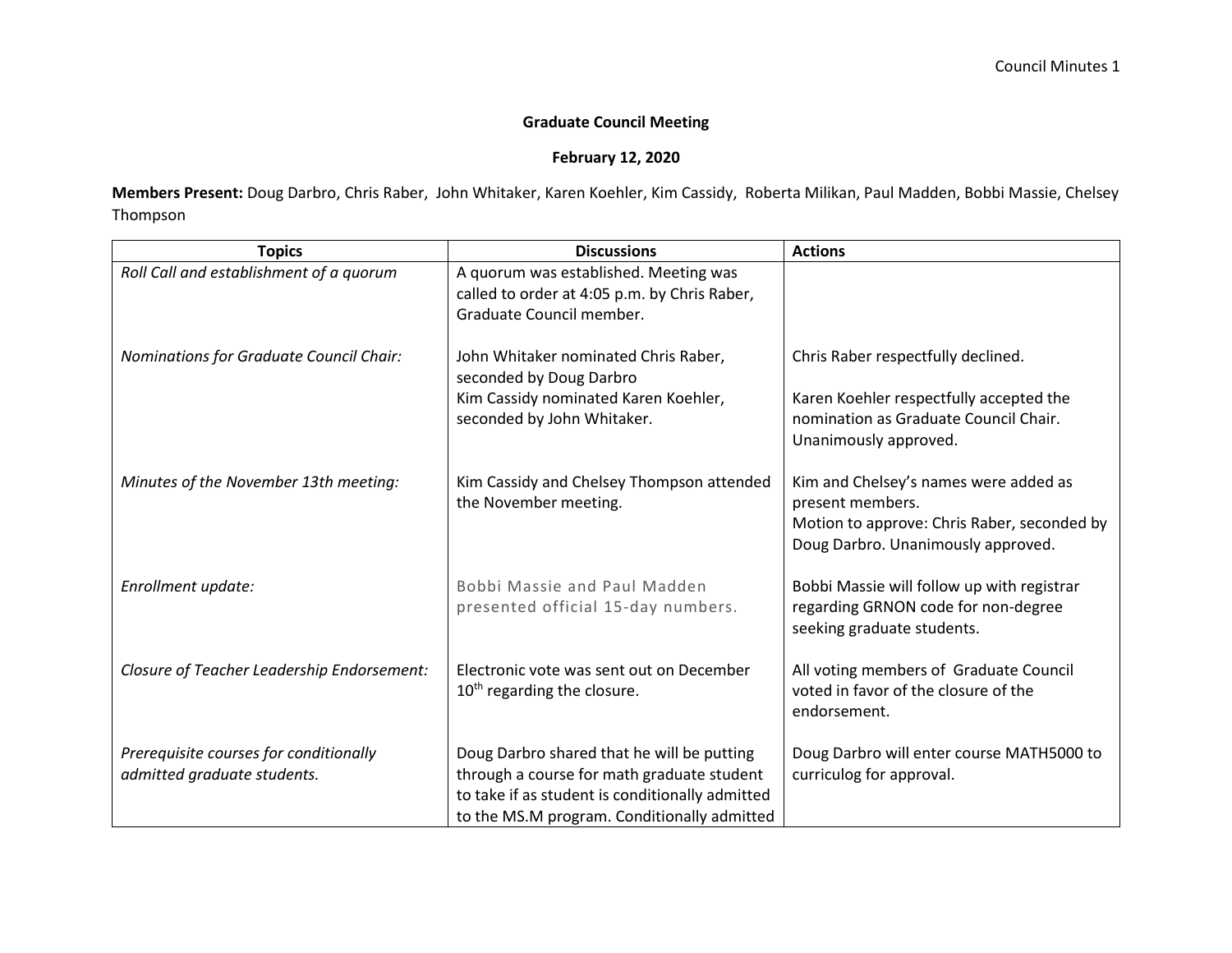**Graduate Council Meeting**

**February 12, 2020**

**Members Present:** Doug Darbro, Chris Raber, John Whitaker, Karen Koehler, Kim Cassidy, Roberta Milikan, Paul Madden, Bobbi Massie, Chelsey Thompson

| Topics | Discussions | Actions |
|---|---|---|
| *Roll Call and establishment of a quorum* | A quorum was established. Meeting was called to order at 4:05 p.m. by Chris Raber, Graduate Council member. | |
| *Nominations for Graduate Council Chair:* | John Whitaker nominated Chris Raber, seconded by Doug Darbro<br>Kim Cassidy nominated Karen Koehler, seconded by John Whitaker. | Chris Raber respectfully declined.<br><br>Karen Koehler respectfully accepted the nomination as Graduate Council Chair. Unanimously approved. |
| *Minutes of the November 13th meeting:* | Kim Cassidy and Chelsey Thompson attended the November meeting. | Kim and Chelsey's names were added as present members.<br>Motion to approve: Chris Raber, seconded by Doug Darbro. Unanimously approved. |
| *Enrollment update:* | Bobbi Massie and Paul Madden presented official 15-day numbers. | Bobbi Massie will follow up with registrar regarding GRNON code for non-degree seeking graduate students. |
| *Closure of Teacher Leadership Endorsement:* | Electronic vote was sent out on December 10th regarding the closure. | All voting members of Graduate Council voted in favor of the closure of the endorsement. |
| *Prerequisite courses for conditionally admitted graduate students.* | Doug Darbro shared that he will be putting through a course for math graduate student to take if as student is conditionally admitted to the MS.M program. Conditionally admitted | Doug Darbro will enter course MATH5000 to curriculog for approval. |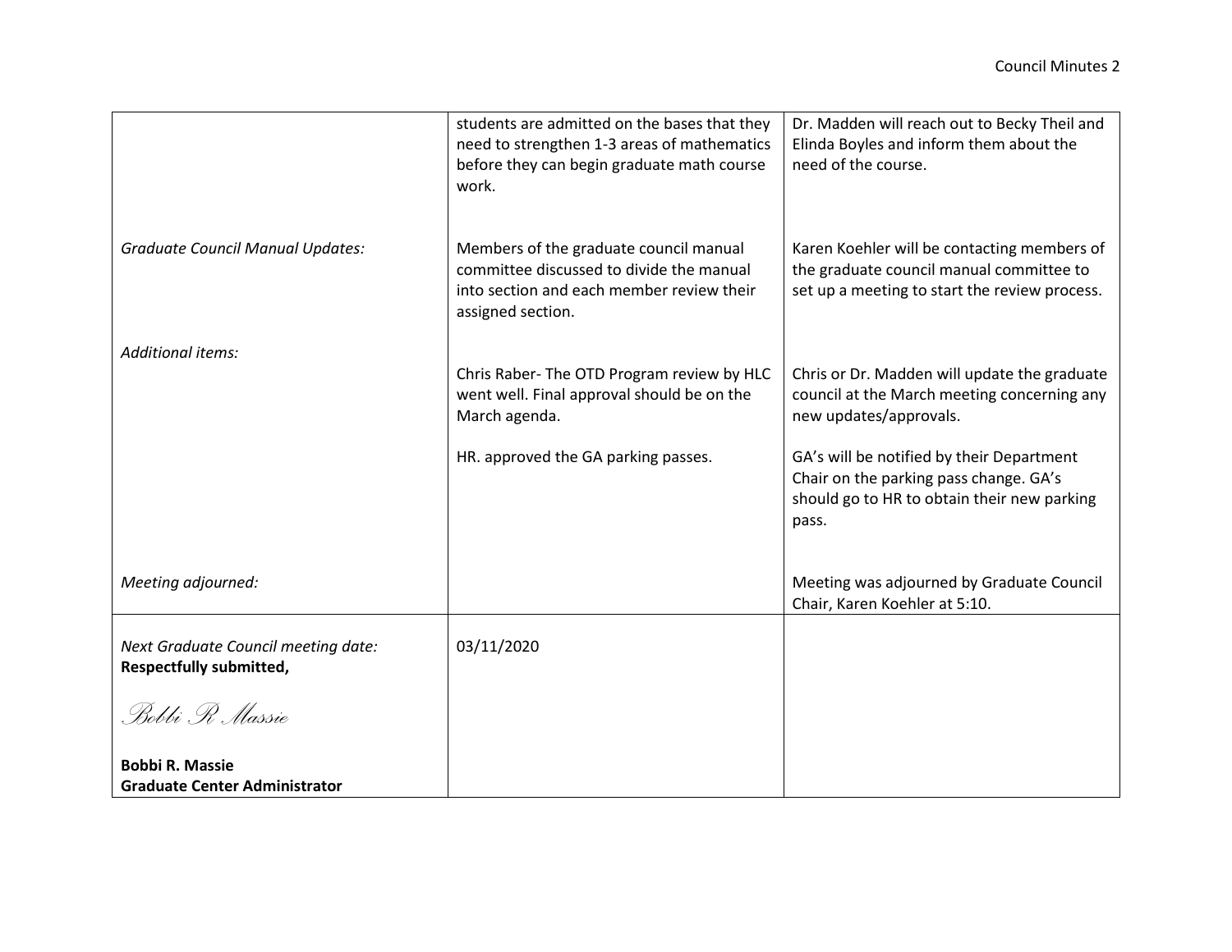| | | |
|---|---|---|
| | students are admitted on the bases that they need to strengthen 1-3 areas of mathematics before they can begin graduate math course work. | Dr. Madden will reach out to Becky Theil and Elinda Boyles and inform them about the need of the course. |
| *Graduate Council Manual Updates:* | Members of the graduate council manual committee discussed to divide the manual into section and each member review their assigned section. | Karen Koehler will be contacting members of the graduate council manual committee to set up a meeting to start the review process. |
| *Additional items:* | Chris Raber- The OTD Program review by HLC went well. Final approval should be on the March agenda. | Chris or Dr. Madden will update the graduate council at the March meeting concerning any new updates/approvals. |
| | HR. approved the GA parking passes. | GA's will be notified by their Department Chair on the parking pass change. GA's should go to HR to obtain their new parking pass. |
| *Meeting adjourned:* | | Meeting was adjourned by Graduate Council Chair, Karen Koehler at 5:10. |
| *Next Graduate Council meeting date:* **Respectfully submitted,** *Bobbi R Massie* **Bobbi R. Massie** **Graduate Center Administrator** | 03/11/2020 | |